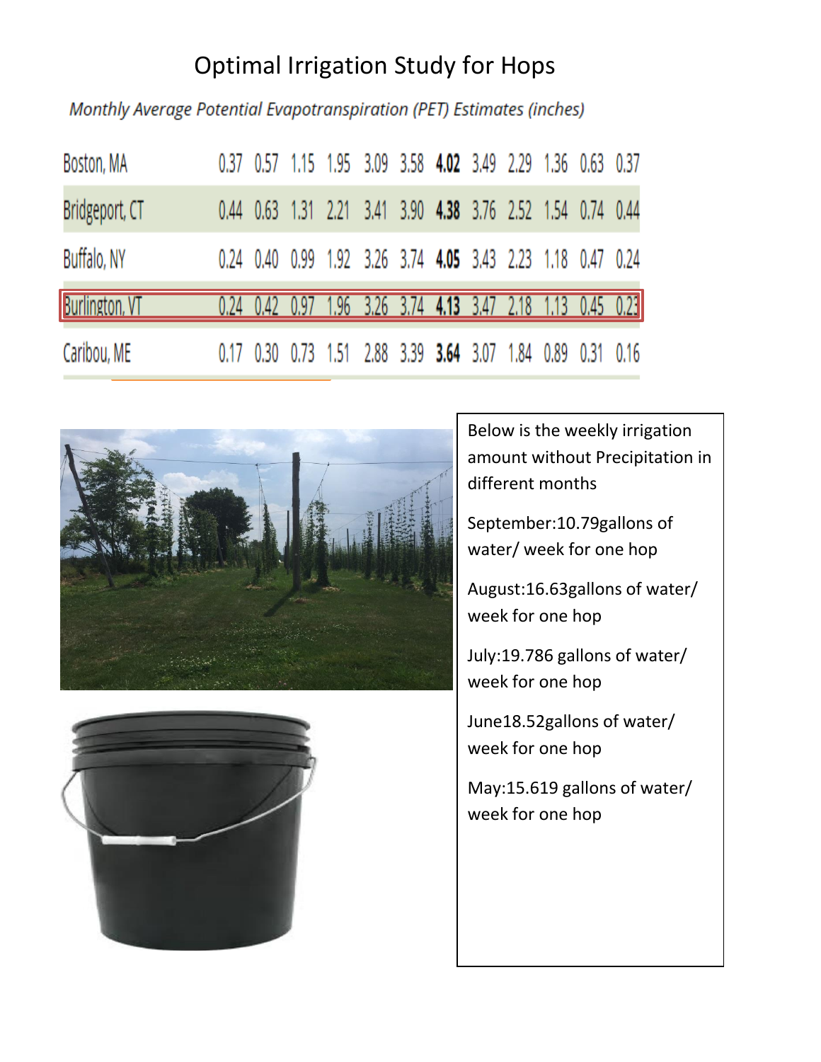# Optimal Irrigation Study for Hops

*Monthly Average Potential Evapotranspiration (PET) Estimates (inches)*

| | | | | | | | | | | | | |
|---|---|---|---|---|---|---|---|---|---|---|---|---|
| Boston, MA | 0.37 | 0.57 | 1.15 | 1.95 | 3.09 | 3.58 | **4.02** | 3.49 | 2.29 | 1.36 | 0.63 | 0.37 |
| Bridgeport, CT | 0.44 | 0.63 | 1.31 | 2.21 | 3.41 | 3.90 | **4.38** | 3.76 | 2.52 | 1.54 | 0.74 | 0.44 |
| Buffalo, NY | 0.24 | 0.40 | 0.99 | 1.92 | 3.26 | 3.74 | **4.05** | 3.43 | 2.23 | 1.18 | 0.47 | 0.24 |
| Burlington, VT | 0.24 | 0.42 | 0.97 | 1.96 | 3.26 | 3.74 | **4.13** | 3.47 | 2.18 | 1.13 | 0.45 | 0.23 |
| Caribou, ME | 0.17 | 0.30 | 0.73 | 1.51 | 2.88 | 3.39 | **3.64** | 3.07 | 1.84 | 0.89 | 0.31 | 0.16 |

Below is the weekly irrigation amount without Precipitation in different months

September:10.79gallons of water/ week for one hop

August:16.63gallons of water/ week for one hop

July:19.786 gallons of water/ week for one hop

June18.52gallons of water/ week for one hop

May:15.619 gallons of water/ week for one hop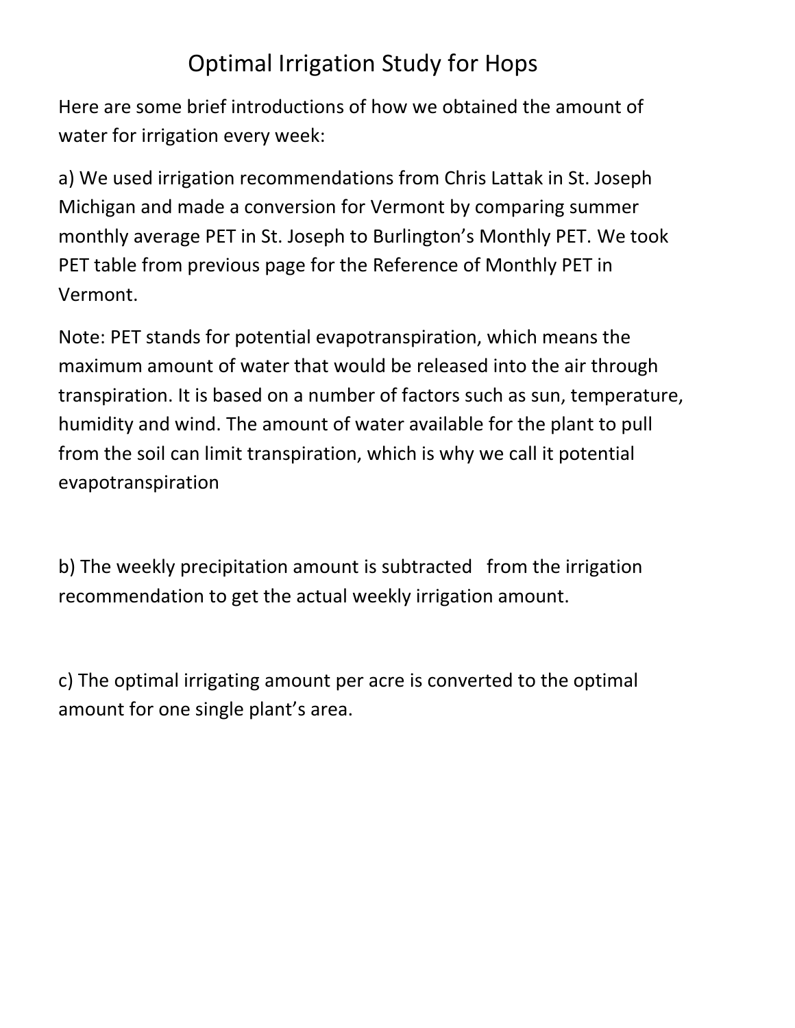# Optimal Irrigation Study for Hops

Here are some brief introductions of how we obtained the amount of water for irrigation every week:

a) We used irrigation recommendations from Chris Lattak in St. Joseph Michigan and made a conversion for Vermont by comparing summer monthly average PET in St. Joseph to Burlington's Monthly PET. We took PET table from previous page for the Reference of Monthly PET in Vermont.

Note: PET stands for potential evapotranspiration, which means the maximum amount of water that would be released into the air through transpiration. It is based on a number of factors such as sun, temperature, humidity and wind. The amount of water available for the plant to pull from the soil can limit transpiration, which is why we call it potential evapotranspiration

b) The weekly precipitation amount is subtracted from the irrigation recommendation to get the actual weekly irrigation amount.

c) The optimal irrigating amount per acre is converted to the optimal amount for one single plant's area.